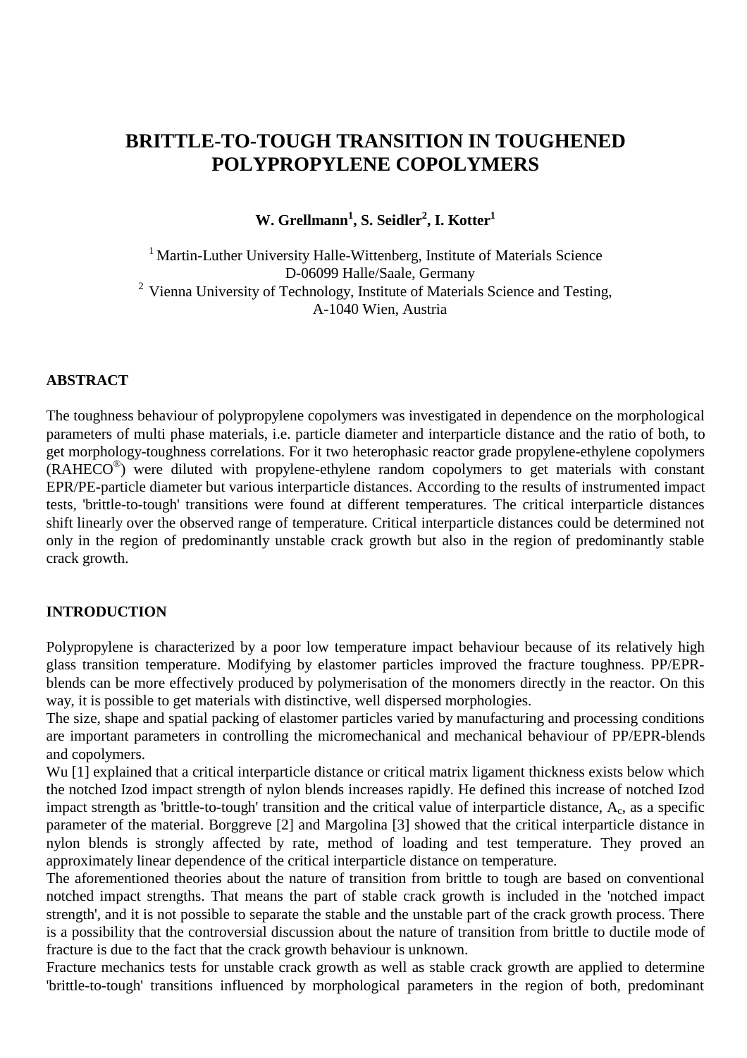# BRITTLE-TO-TOUGH TRANSITION IN TOUGHENED POLYPROPYLENE COPOLYMERS

**W. Grellmann[1], S. Seidler[2], I. Kotter[1]**

[1] Martin-Luther University Halle-Wittenberg, Institute of Materials Science
D-06099 Halle/Saale, Germany
[2] Vienna University of Technology, Institute of Materials Science and Testing,
A-1040 Wien, Austria

## ABSTRACT

The toughness behaviour of polypropylene copolymers was investigated in dependence on the morphological parameters of multi phase materials, i.e. particle diameter and interparticle distance and the ratio of both, to get morphology-toughness correlations. For it two heterophasic reactor grade propylene-ethylene copolymers (RAHECO®) were diluted with propylene-ethylene random copolymers to get materials with constant EPR/PE-particle diameter but various interparticle distances. According to the results of instrumented impact tests, 'brittle-to-tough' transitions were found at different temperatures. The critical interparticle distances shift linearly over the observed range of temperature. Critical interparticle distances could be determined not only in the region of predominantly unstable crack growth but also in the region of predominantly stable crack growth.

## INTRODUCTION

Polypropylene is characterized by a poor low temperature impact behaviour because of its relatively high glass transition temperature. Modifying by elastomer particles improved the fracture toughness. PP/EPR-blends can be more effectively produced by polymerisation of the monomers directly in the reactor. On this way, it is possible to get materials with distinctive, well dispersed morphologies.

The size, shape and spatial packing of elastomer particles varied by manufacturing and processing conditions are important parameters in controlling the micromechanical and mechanical behaviour of PP/EPR-blends and copolymers.

Wu [1] explained that a critical interparticle distance or critical matrix ligament thickness exists below which the notched Izod impact strength of nylon blends increases rapidly. He defined this increase of notched Izod impact strength as 'brittle-to-tough' transition and the critical value of interparticle distance, $A_c$, as a specific parameter of the material. Borggreve [2] and Margolina [3] showed that the critical interparticle distance in nylon blends is strongly affected by rate, method of loading and test temperature. They proved an approximately linear dependence of the critical interparticle distance on temperature.

The aforementioned theories about the nature of transition from brittle to tough are based on conventional notched impact strengths. That means the part of stable crack growth is included in the 'notched impact strength', and it is not possible to separate the stable and the unstable part of the crack growth process. There is a possibility that the controversial discussion about the nature of transition from brittle to ductile mode of fracture is due to the fact that the crack growth behaviour is unknown.

Fracture mechanics tests for unstable crack growth as well as stable crack growth are applied to determine 'brittle-to-tough' transitions influenced by morphological parameters in the region of both, predominant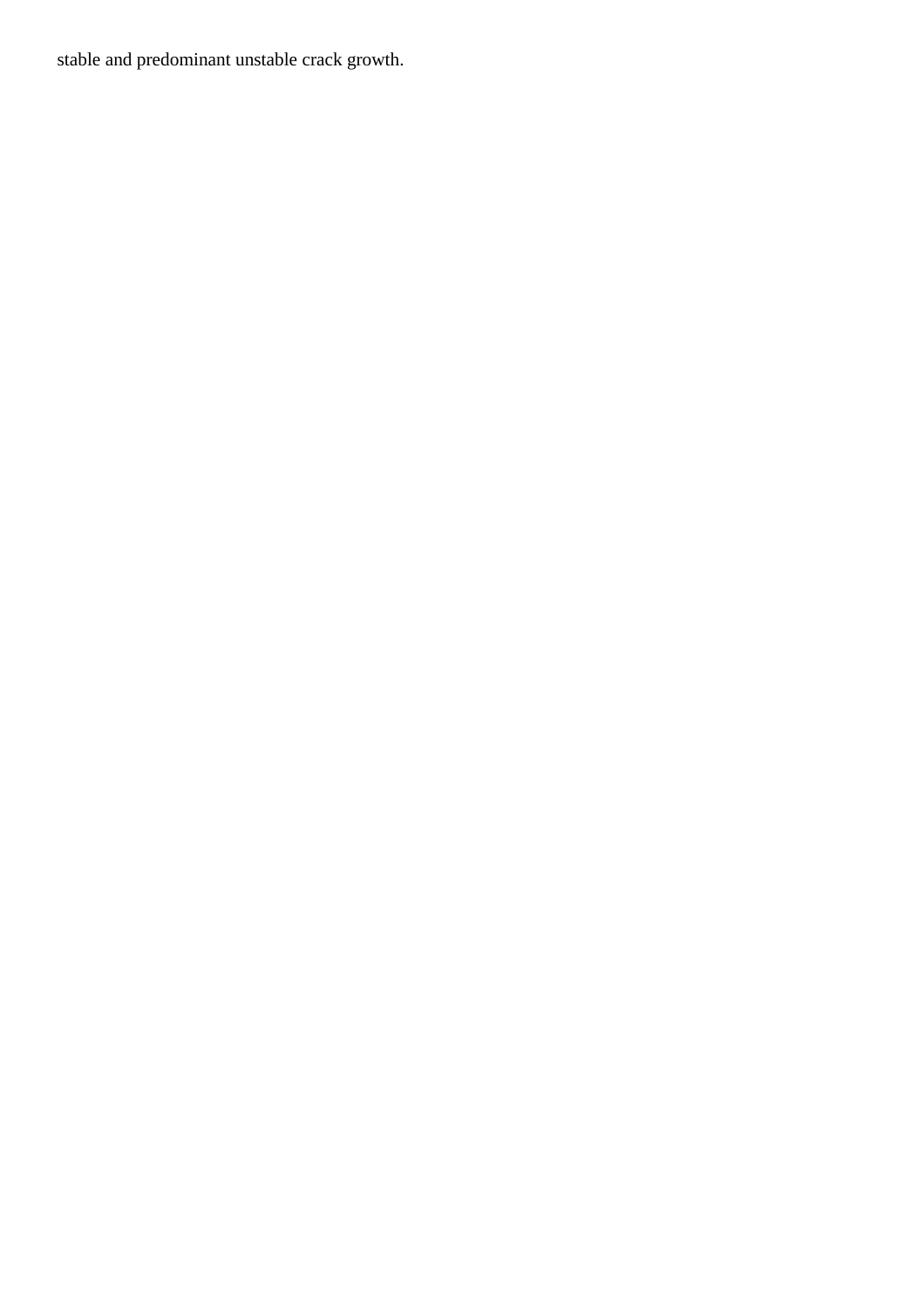stable and predominant unstable crack growth.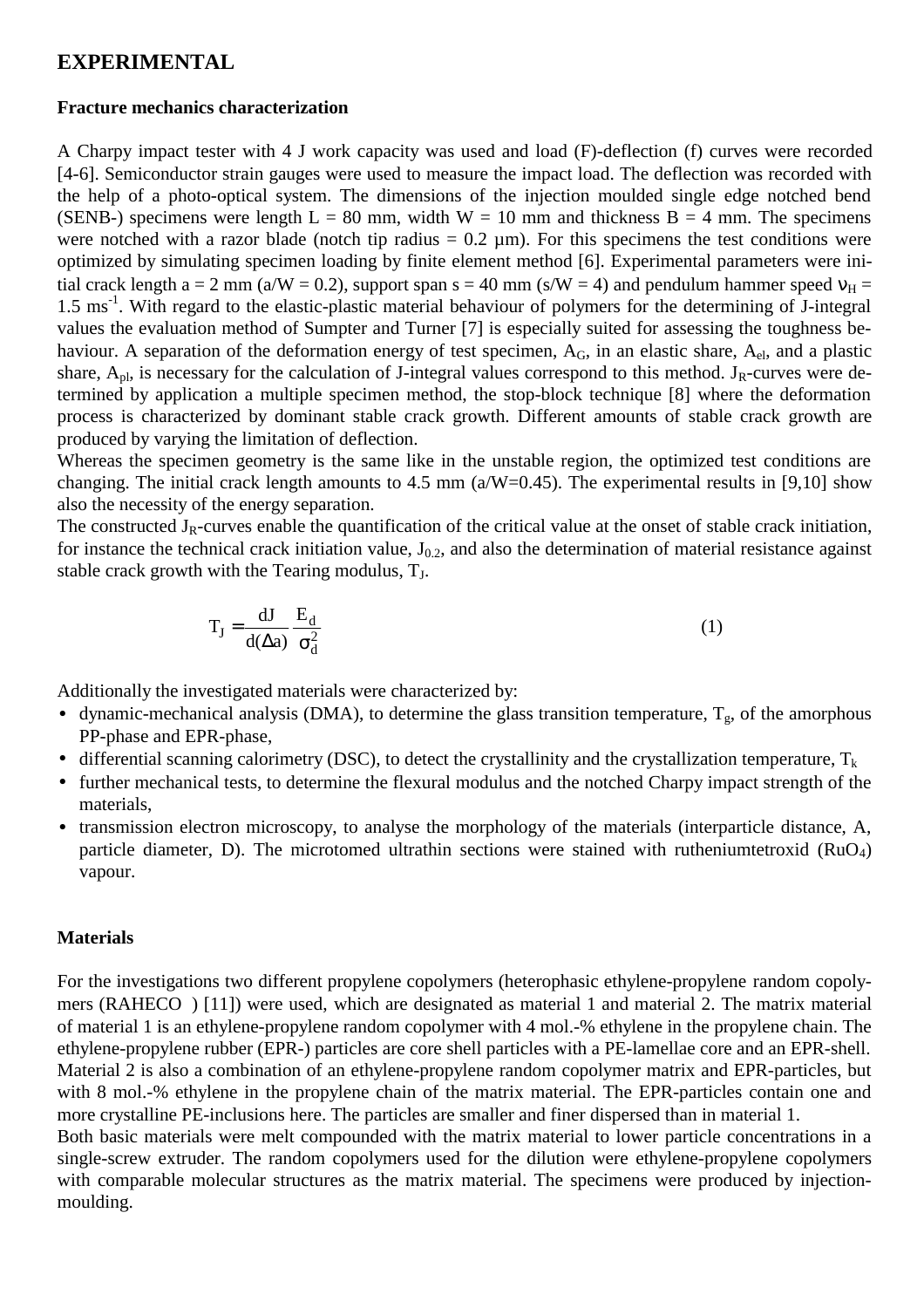# EXPERIMENTAL

### Fracture mechanics characterization

A Charpy impact tester with 4 J work capacity was used and load (F)-deflection (f) curves were recorded [4-6]. Semiconductor strain gauges were used to measure the impact load. The deflection was recorded with the help of a photo-optical system. The dimensions of the injection moulded single edge notched bend (SENB-) specimens were length L = 80 mm, width W = 10 mm and thickness B = 4 mm. The specimens were notched with a razor blade (notch tip radius = 0.2 µm). For this specimens the test conditions were optimized by simulating specimen loading by finite element method [6]. Experimental parameters were initial crack length a = 2 mm (a/W = 0.2), support span s = 40 mm (s/W = 4) and pendulum hammer speed $\nu_H$ = 1.5 $ms^{-1}$. With regard to the elastic-plastic material behaviour of polymers for the determining of J-integral values the evaluation method of Sumpter and Turner [7] is especially suited for assessing the toughness behaviour. A separation of the deformation energy of test specimen, $A_G$, in an elastic share, $A_{el}$, and a plastic share, $A_{pl}$, is necessary for the calculation of J-integral values correspond to this method. $J_R$-curves were determined by application a multiple specimen method, the stop-block technique [8] where the deformation process is characterized by dominant stable crack growth. Different amounts of stable crack growth are produced by varying the limitation of deflection.

Whereas the specimen geometry is the same like in the unstable region, the optimized test conditions are changing. The initial crack length amounts to 4.5 mm (a/W=0.45). The experimental results in [9,10] show also the necessity of the energy separation.

The constructed $J_R$-curves enable the quantification of the critical value at the onset of stable crack initiation, for instance the technical crack initiation value, $J_{0.2}$, and also the determination of material resistance against stable crack growth with the Tearing modulus, $T_J$.

$$T_J = \frac{dJ}{d(\Delta a)} \frac{E_d}{\sigma_d^2} \tag{1}$$

Additionally the investigated materials were characterized by:

- dynamic-mechanical analysis (DMA), to determine the glass transition temperature, $T_g$, of the amorphous PP-phase and EPR-phase,
- differential scanning calorimetry (DSC), to detect the crystallinity and the crystallization temperature, $T_k$
- further mechanical tests, to determine the flexural modulus and the notched Charpy impact strength of the materials,
- transmission electron microscopy, to analyse the morphology of the materials (interparticle distance, A, particle diameter, D). The microtomed ultrathin sections were stained with rutheniumtetroxid ($RuO_4$) vapour.

### Materials

For the investigations two different propylene copolymers (heterophasic ethylene-propylene random copolymers (RAHECO ) [11]) were used, which are designated as material 1 and material 2. The matrix material of material 1 is an ethylene-propylene random copolymer with 4 mol.-% ethylene in the propylene chain. The ethylene-propylene rubber (EPR-) particles are core shell particles with a PE-lamellae core and an EPR-shell. Material 2 is also a combination of an ethylene-propylene random copolymer matrix and EPR-particles, but with 8 mol.-% ethylene in the propylene chain of the matrix material. The EPR-particles contain one and more crystalline PE-inclusions here. The particles are smaller and finer dispersed than in material 1.

Both basic materials were melt compounded with the matrix material to lower particle concentrations in a single-screw extruder. The random copolymers used for the dilution were ethylene-propylene copolymers with comparable molecular structures as the matrix material. The specimens were produced by injection-moulding.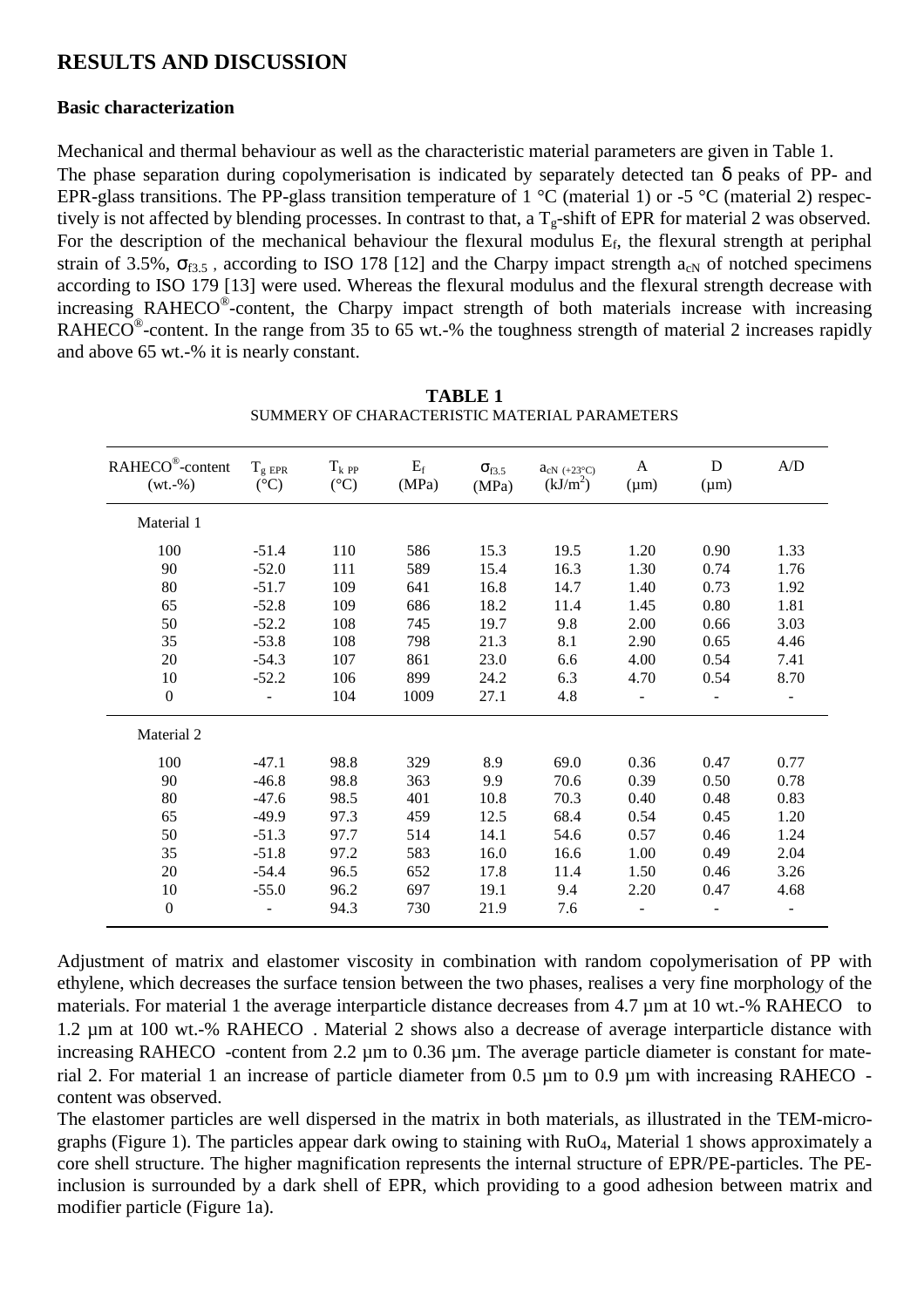## RESULTS AND DISCUSSION

### Basic characterization

Mechanical and thermal behaviour as well as the characteristic material parameters are given in Table 1.
The phase separation during copolymerisation is indicated by separately detected tan $\delta$ peaks of PP- and EPR-glass transitions. The PP-glass transition temperature of 1 °C (material 1) or -5 °C (material 2) respectively is not affected by blending processes. In contrast to that, a $T_g$-shift of EPR for material 2 was observed. For the description of the mechanical behaviour the flexural modulus $E_f$, the flexural strength at periphal strain of 3.5%, $\sigma_{f3.5}$ , according to ISO 178 [12] and the Charpy impact strength $a_{cN}$ of notched specimens according to ISO 179 [13] were used. Whereas the flexural modulus and the flexural strength decrease with increasing RAHECO®-content, the Charpy impact strength of both materials increase with increasing RAHECO®-content. In the range from 35 to 65 wt.-% the toughness strength of material 2 increases rapidly and above 65 wt.-% it is nearly constant.

**TABLE 1**
SUMMERY OF CHARACTERISTIC MATERIAL PARAMETERS

| RAHECO®-content (wt.-%) | $T_{g\ EPR}$ (°C) | $T_{k\ PP}$ (°C) | $E_f$ (MPa) | $\sigma_{f3.5}$ (MPa) | $a_{cN\ (+23°C)}$ (kJ/m$^2$) | A (µm) | D (µm) | A/D |
|---|---|---|---|---|---|---|---|---|
| Material 1 | | | | | | | | |
| 100 | -51.4 | 110 | 586 | 15.3 | 19.5 | 1.20 | 0.90 | 1.33 |
| 90 | -52.0 | 111 | 589 | 15.4 | 16.3 | 1.30 | 0.74 | 1.76 |
| 80 | -51.7 | 109 | 641 | 16.8 | 14.7 | 1.40 | 0.73 | 1.92 |
| 65 | -52.8 | 109 | 686 | 18.2 | 11.4 | 1.45 | 0.80 | 1.81 |
| 50 | -52.2 | 108 | 745 | 19.7 | 9.8 | 2.00 | 0.66 | 3.03 |
| 35 | -53.8 | 108 | 798 | 21.3 | 8.1 | 2.90 | 0.65 | 4.46 |
| 20 | -54.3 | 107 | 861 | 23.0 | 6.6 | 4.00 | 0.54 | 7.41 |
| 10 | -52.2 | 106 | 899 | 24.2 | 6.3 | 4.70 | 0.54 | 8.70 |
| 0 | - | 104 | 1009 | 27.1 | 4.8 | - | - | - |
| Material 2 | | | | | | | | |
| 100 | -47.1 | 98.8 | 329 | 8.9 | 69.0 | 0.36 | 0.47 | 0.77 |
| 90 | -46.8 | 98.8 | 363 | 9.9 | 70.6 | 0.39 | 0.50 | 0.78 |
| 80 | -47.6 | 98.5 | 401 | 10.8 | 70.3 | 0.40 | 0.48 | 0.83 |
| 65 | -49.9 | 97.3 | 459 | 12.5 | 68.4 | 0.54 | 0.45 | 1.20 |
| 50 | -51.3 | 97.7 | 514 | 14.1 | 54.6 | 0.57 | 0.46 | 1.24 |
| 35 | -51.8 | 97.2 | 583 | 16.0 | 16.6 | 1.00 | 0.49 | 2.04 |
| 20 | -54.4 | 96.5 | 652 | 17.8 | 11.4 | 1.50 | 0.46 | 3.26 |
| 10 | -55.0 | 96.2 | 697 | 19.1 | 9.4 | 2.20 | 0.47 | 4.68 |
| 0 | - | 94.3 | 730 | 21.9 | 7.6 | - | - | - |

Adjustment of matrix and elastomer viscosity in combination with random copolymerisation of PP with ethylene, which decreases the surface tension between the two phases, realises a very fine morphology of the materials. For material 1 the average interparticle distance decreases from 4.7 µm at 10 wt.-% RAHECO to 1.2 µm at 100 wt.-% RAHECO . Material 2 shows also a decrease of average interparticle distance with increasing RAHECO -content from 2.2 µm to 0.36 µm. The average particle diameter is constant for material 2. For material 1 an increase of particle diameter from 0.5 µm to 0.9 µm with increasing RAHECO -content was observed.
The elastomer particles are well dispersed in the matrix in both materials, as illustrated in the TEM-micrographs (Figure 1). The particles appear dark owing to staining with $RuO_4$, Material 1 shows approximately a core shell structure. The higher magnification represents the internal structure of EPR/PE-particles. The PE-inclusion is surrounded by a dark shell of EPR, which providing to a good adhesion between matrix and modifier particle (Figure 1a).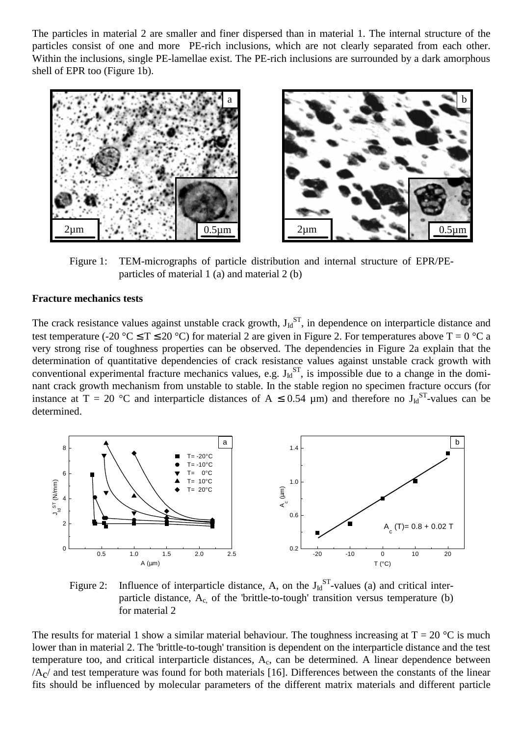The particles in material 2 are smaller and finer dispersed than in material 1. The internal structure of the particles consist of one and more PE-rich inclusions, which are not clearly separated from each other. Within the inclusions, single PE-lamellae exist. The PE-rich inclusions are surrounded by a dark amorphous shell of EPR too (Figure 1b).

Figure 1: TEM-micrographs of particle distribution and internal structure of EPR/PE-particles of material 1 (a) and material 2 (b)

**Fracture mechanics tests**

The crack resistance values against unstable crack growth, $J_{Id}^{ST}$, in dependence on interparticle distance and test temperature (-20 °C ≤ T ≤ 20 °C) for material 2 are given in Figure 2. For temperatures above T = 0 °C a very strong rise of toughness properties can be observed. The dependencies in Figure 2a explain that the determination of quantitative dependencies of crack resistance values against unstable crack growth with conventional experimental fracture mechanics values, e.g. $J_{Id}^{ST}$, is impossible due to a change in the dominant crack growth mechanism from unstable to stable. In the stable region no specimen fracture occurs (for instance at T = 20 °C and interparticle distances of A ≤ 0.54 µm) and therefore no $J_{Id}^{ST}$-values can be determined.

Figure 2: Influence of interparticle distance, A, on the $J_{Id}^{ST}$-values (a) and critical interparticle distance, $A_c$, of the 'brittle-to-tough' transition versus temperature (b) for material 2

The results for material 1 show a similar material behaviour. The toughness increasing at T = 20 °C is much lower than in material 2. The 'brittle-to-tough' transition is dependent on the interparticle distance and the test temperature too, and critical interparticle distances, $A_c$, can be determined. A linear dependence between $/A_C/$ and test temperature was found for both materials [16]. Differences between the constants of the linear fits should be influenced by molecular parameters of the different matrix materials and different particle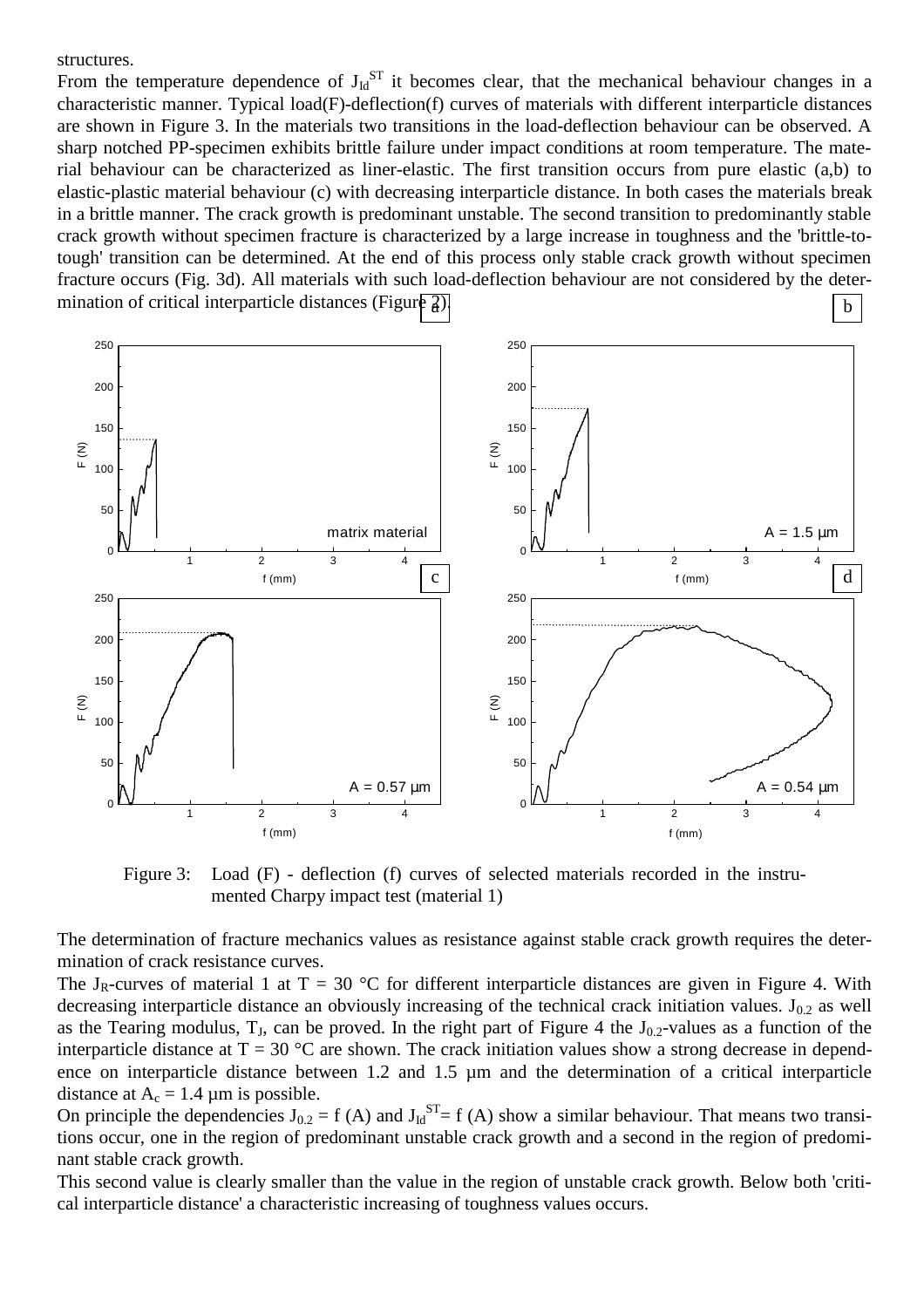structures.

From the temperature dependence of $J_{Id}^{ST}$ it becomes clear, that the mechanical behaviour changes in a characteristic manner. Typical load(F)-deflection(f) curves of materials with different interparticle distances are shown in Figure 3. In the materials two transitions in the load-deflection behaviour can be observed. A sharp notched PP-specimen exhibits brittle failure under impact conditions at room temperature. The material behaviour can be characterized as liner-elastic. The first transition occurs from pure elastic (a,b) to elastic-plastic material behaviour (c) with decreasing interparticle distance. In both cases the materials break in a brittle manner. The crack growth is predominant unstable. The second transition to predominantly stable crack growth without specimen fracture is characterized by a large increase in toughness and the 'brittle-to-tough' transition can be determined. At the end of this process only stable crack growth without specimen fracture occurs (Fig. 3d). All materials with such load-deflection behaviour are not considered by the determination of critical interparticle distances (Figure 2).

Figure 3: Load (F) - deflection (f) curves of selected materials recorded in the instrumented Charpy impact test (material 1)

The determination of fracture mechanics values as resistance against stable crack growth requires the determination of crack resistance curves.

The $J_R$-curves of material 1 at T = 30 °C for different interparticle distances are given in Figure 4. With decreasing interparticle distance an obviously increasing of the technical crack initiation values. $J_{0.2}$ as well as the Tearing modulus, $T_J$, can be proved. In the right part of Figure 4 the $J_{0.2}$-values as a function of the interparticle distance at T = 30 °C are shown. The crack initiation values show a strong decrease in dependence on interparticle distance between 1.2 and 1.5 µm and the determination of a critical interparticle distance at $A_c$ = 1.4 µm is possible.

On principle the dependencies $J_{0.2}$ = f (A) and $J_{Id}^{ST}$= f (A) show a similar behaviour. That means two transitions occur, one in the region of predominant unstable crack growth and a second in the region of predominant stable crack growth.

This second value is clearly smaller than the value in the region of unstable crack growth. Below both 'critical interparticle distance' a characteristic increasing of toughness values occurs.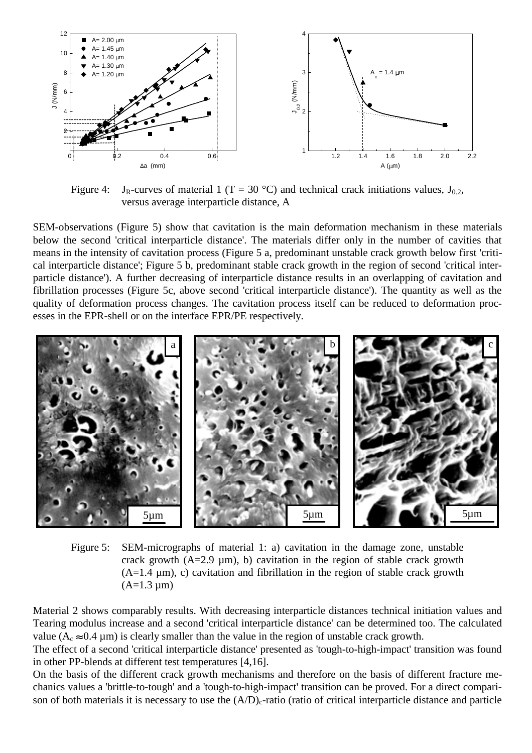Figure 4: $J_R$-curves of material 1 (T = 30 °C) and technical crack initiations values, $J_{0.2}$, versus average interparticle distance, A

SEM-observations (Figure 5) show that cavitation is the main deformation mechanism in these materials below the second 'critical interparticle distance'. The materials differ only in the number of cavities that means in the intensity of cavitation process (Figure 5 a, predominant unstable crack growth below first 'critical interparticle distance'; Figure 5 b, predominant stable crack growth in the region of second 'critical interparticle distance'). A further decreasing of interparticle distance results in an overlapping of cavitation and fibrillation processes (Figure 5c, above second 'critical interparticle distance'). The quantity as well as the quality of deformation process changes. The cavitation process itself can be reduced to deformation processes in the EPR-shell or on the interface EPR/PE respectively.

Figure 5: SEM-micrographs of material 1: a) cavitation in the damage zone, unstable crack growth (A=2.9 µm), b) cavitation in the region of stable crack growth (A=1.4 µm), c) cavitation and fibrillation in the region of stable crack growth (A=1.3 µm)

Material 2 shows comparably results. With decreasing interparticle distances technical initiation values and Tearing modulus increase and a second 'critical interparticle distance' can be determined too. The calculated value ($A_c \approx 0.4$ µm) is clearly smaller than the value in the region of unstable crack growth.
The effect of a second 'critical interparticle distance' presented as 'tough-to-high-impact' transition was found in other PP-blends at different test temperatures [4,16].
On the basis of the different crack growth mechanisms and therefore on the basis of different fracture mechanics values a 'brittle-to-tough' and a 'tough-to-high-impact' transition can be proved. For a direct comparison of both materials it is necessary to use the $(A/D)_c$-ratio (ratio of critical interparticle distance and particle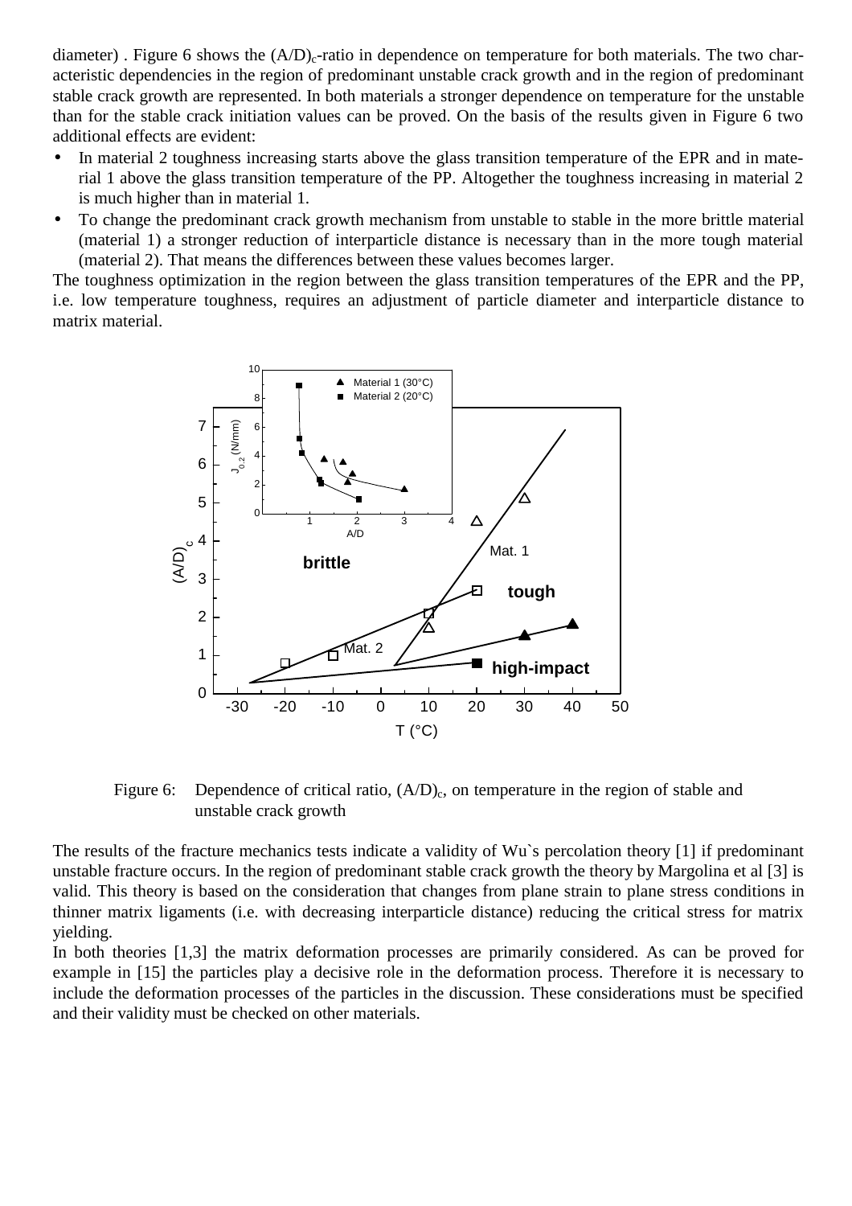diameter) . Figure 6 shows the $(A/D)_c$-ratio in dependence on temperature for both materials. The two characteristic dependencies in the region of predominant unstable crack growth and in the region of predominant stable crack growth are represented. In both materials a stronger dependence on temperature for the unstable than for the stable crack initiation values can be proved. On the basis of the results given in Figure 6 two additional effects are evident:

- In material 2 toughness increasing starts above the glass transition temperature of the EPR and in material 1 above the glass transition temperature of the PP. Altogether the toughness increasing in material 2 is much higher than in material 1.
- To change the predominant crack growth mechanism from unstable to stable in the more brittle material (material 1) a stronger reduction of interparticle distance is necessary than in the more tough material (material 2). That means the differences between these values becomes larger.

The toughness optimization in the region between the glass transition temperatures of the EPR and the PP, i.e. low temperature toughness, requires an adjustment of particle diameter and interparticle distance to matrix material.

Figure 6: Dependence of critical ratio, $(A/D)_c$, on temperature in the region of stable and unstable crack growth

The results of the fracture mechanics tests indicate a validity of Wu`s percolation theory [1] if predominant unstable fracture occurs. In the region of predominant stable crack growth the theory by Margolina et al [3] is valid. This theory is based on the consideration that changes from plane strain to plane stress conditions in thinner matrix ligaments (i.e. with decreasing interparticle distance) reducing the critical stress for matrix yielding.

In both theories [1,3] the matrix deformation processes are primarily considered. As can be proved for example in [15] the particles play a decisive role in the deformation process. Therefore it is necessary to include the deformation processes of the particles in the discussion. These considerations must be specified and their validity must be checked on other materials.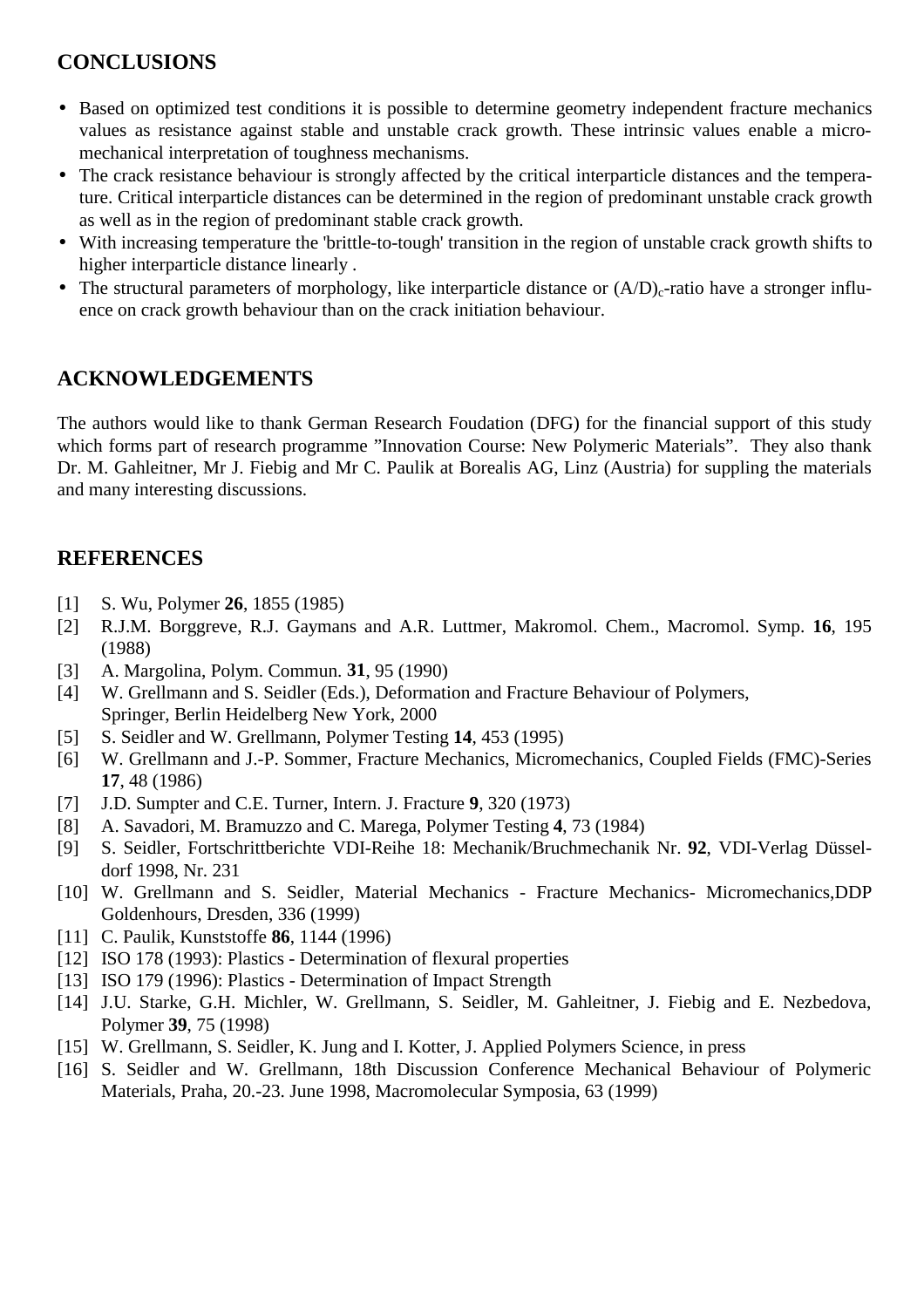## CONCLUSIONS

- Based on optimized test conditions it is possible to determine geometry independent fracture mechanics values as resistance against stable and unstable crack growth. These intrinsic values enable a micro-mechanical interpretation of toughness mechanisms.
- The crack resistance behaviour is strongly affected by the critical interparticle distances and the temperature. Critical interparticle distances can be determined in the region of predominant unstable crack growth as well as in the region of predominant stable crack growth.
- With increasing temperature the 'brittle-to-tough' transition in the region of unstable crack growth shifts to higher interparticle distance linearly .
- The structural parameters of morphology, like interparticle distance or $(A/D)_c$-ratio have a stronger influence on crack growth behaviour than on the crack initiation behaviour.

## ACKNOWLEDGEMENTS

The authors would like to thank German Research Foudation (DFG) for the financial support of this study which forms part of research programme "Innovation Course: New Polymeric Materials". They also thank Dr. M. Gahleitner, Mr J. Fiebig and Mr C. Paulik at Borealis AG, Linz (Austria) for suppling the materials and many interesting discussions.

## REFERENCES

[1] S. Wu, Polymer **26**, 1855 (1985)
[2] R.J.M. Borggreve, R.J. Gaymans and A.R. Luttmer, Makromol. Chem., Macromol. Symp. **16**, 195 (1988)
[3] A. Margolina, Polym. Commun. **31**, 95 (1990)
[4] W. Grellmann and S. Seidler (Eds.), Deformation and Fracture Behaviour of Polymers, Springer, Berlin Heidelberg New York, 2000
[5] S. Seidler and W. Grellmann, Polymer Testing **14**, 453 (1995)
[6] W. Grellmann and J.-P. Sommer, Fracture Mechanics, Micromechanics, Coupled Fields (FMC)-Series **17**, 48 (1986)
[7] J.D. Sumpter and C.E. Turner, Intern. J. Fracture **9**, 320 (1973)
[8] A. Savadori, M. Bramuzzo and C. Marega, Polymer Testing **4**, 73 (1984)
[9] S. Seidler, Fortschrittberichte VDI-Reihe 18: Mechanik/Bruchmechanik Nr. **92**, VDI-Verlag Düsseldorf 1998, Nr. 231
[10] W. Grellmann and S. Seidler, Material Mechanics - Fracture Mechanics- Micromechanics,DDP Goldenhours, Dresden, 336 (1999)
[11] C. Paulik, Kunststoffe **86**, 1144 (1996)
[12] ISO 178 (1993): Plastics - Determination of flexural properties
[13] ISO 179 (1996): Plastics - Determination of Impact Strength
[14] J.U. Starke, G.H. Michler, W. Grellmann, S. Seidler, M. Gahleitner, J. Fiebig and E. Nezbedova, Polymer **39**, 75 (1998)
[15] W. Grellmann, S. Seidler, K. Jung and I. Kotter, J. Applied Polymers Science, in press
[16] S. Seidler and W. Grellmann, 18th Discussion Conference Mechanical Behaviour of Polymeric Materials, Praha, 20.-23. June 1998, Macromolecular Symposia, 63 (1999)